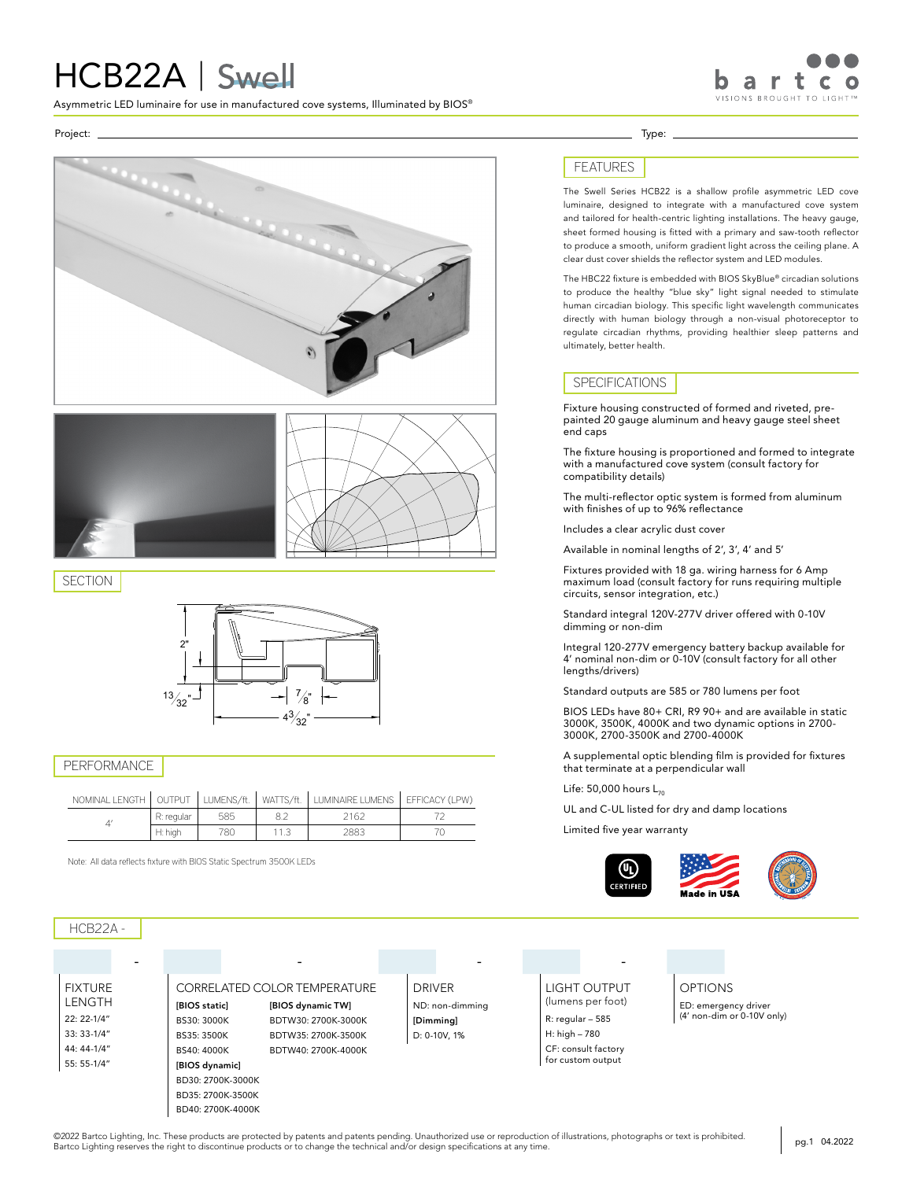# HCB22A | Swell

Asymmetric LED luminaire for use in manufactured cove systems, Illuminated by BIOS®

Project: ______________________ Type: ______________________

## SECTION

2"

13/32"

7/8"

4 3/32"

## PERFORMANCE

| NOMINAL LENGTH | OUTPUT | LUMENS/ft. | WATTS/ft. | LUMINAIRE LUMENS | EFFICACY (LPW) |
|---|---|---|---|---|---|
| 4' | R: regular | 585 | 8.2 | 2162 | 72 |
| | H: high | 780 | 11.3 | 2883 | 70 |

Note: All data reflects fixture with BIOS Static Spectrum 3500K LEDs

## FEATURES

The Swell Series HCB22 is a shallow profile asymmetric LED cove luminaire, designed to integrate with a manufactured cove system and tailored for health-centric lighting installations. The heavy gauge, sheet formed housing is fitted with a primary and saw-tooth reflector to produce a smooth, uniform gradient light across the ceiling plane. A clear dust cover shields the reflector system and LED modules.

The HBC22 fixture is embedded with BIOS SkyBlue® circadian solutions to produce the healthy "blue sky" light signal needed to stimulate human circadian biology. This specific light wavelength communicates directly with human biology through a non-visual photoreceptor to regulate circadian rhythms, providing healthier sleep patterns and ultimately, better health.

## SPECIFICATIONS

Fixture housing constructed of formed and riveted, pre-painted 20 gauge aluminum and heavy gauge steel sheet end caps

The fixture housing is proportioned and formed to integrate with a manufactured cove system (consult factory for compatibility details)

The multi-reflector optic system is formed from aluminum with finishes of up to 96% reflectance

Includes a clear acrylic dust cover

Available in nominal lengths of 2', 3', 4' and 5'

Fixtures provided with 18 ga. wiring harness for 6 Amp maximum load (consult factory for runs requiring multiple circuits, sensor integration, etc.)

Standard integral 120V-277V driver offered with 0-10V dimming or non-dim

Integral 120-277V emergency battery backup available for 4' nominal non-dim or 0-10V (consult factory for all other lengths/drivers)

Standard outputs are 585 or 780 lumens per foot

BIOS LEDs have 80+ CRI, R9 90+ and are available in static 3000K, 3500K, 4000K and two dynamic options in 2700-3000K, 2700-3500K and 2700-4000K

A supplemental optic blending film is provided for fixtures that terminate at a perpendicular wall

Life: 50,000 hours $L_{70}$

UL and C-UL listed for dry and damp locations

Limited five year warranty

## HCB22A -

**FIXTURE LENGTH**
- 22: 22-1/4"
- 33: 33-1/4"
- 44: 44-1/4"
- 55: 55-1/4"

**CORRELATED COLOR TEMPERATURE**

**[BIOS static]**
- BS30: 3000K
- BS35: 3500K
- BS40: 4000K

**[BIOS dynamic]**
- BD30: 2700K-3000K
- BD35: 2700K-3500K
- BD40: 2700K-4000K

**[BIOS dynamic TW]**
- BDTW30: 2700K-3000K
- BDTW35: 2700K-3500K
- BDTW40: 2700K-4000K

**DRIVER**
- ND: non-dimming

**[Dimming]**
- D: 0-10V, 1%

**LIGHT OUTPUT** (lumens per foot)
- R: regular – 585
- H: high – 780
- CF: consult factory for custom output

**OPTIONS**
- ED: emergency driver (4' non-dim or 0-10V only)

©2022 Bartco Lighting, Inc. These products are protected by patents and patents pending. Unauthorized use or reproduction of illustrations, photographs or text is prohibited. Bartco Lighting reserves the right to discontinue products or to change the technical and/or design specifications at any time.

04.2022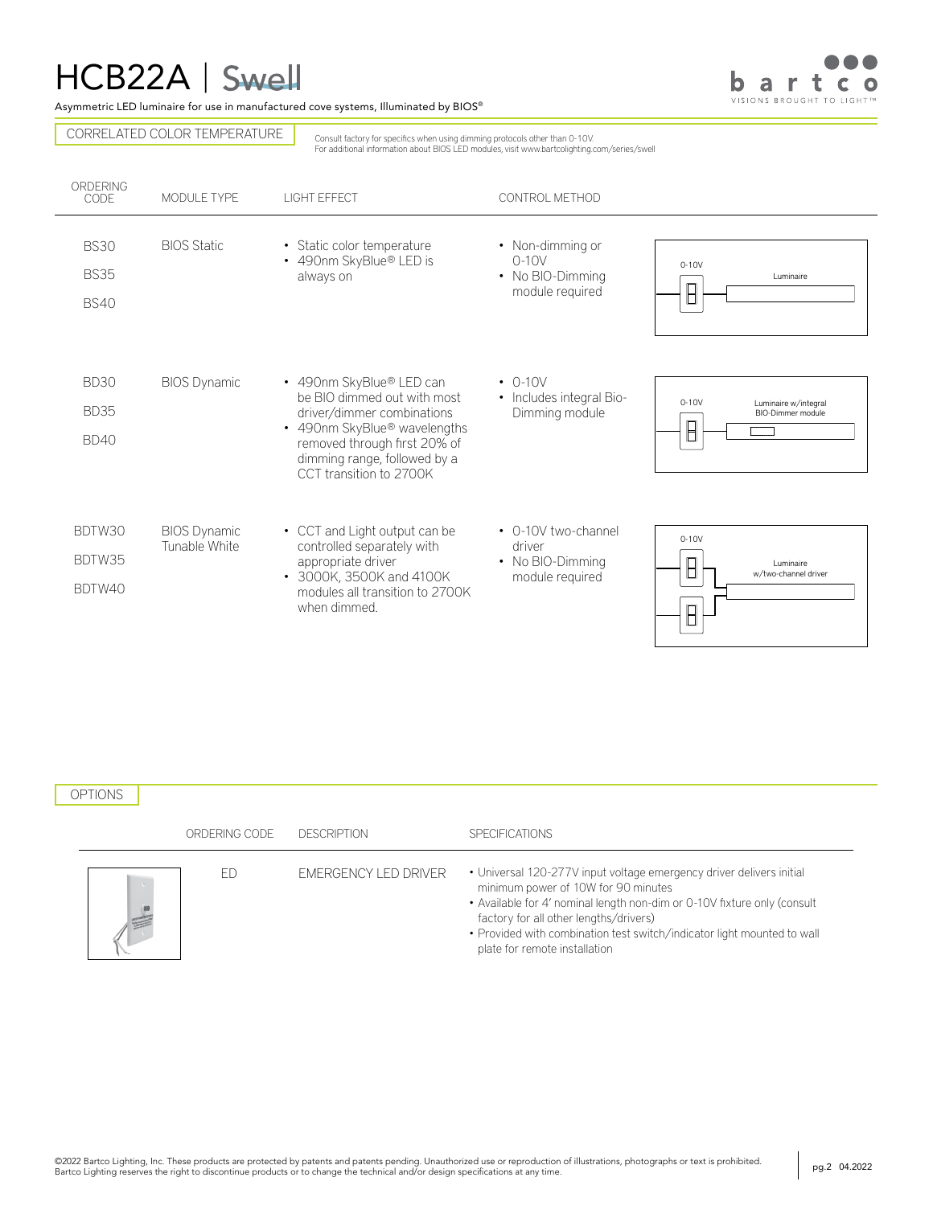# HCB22A | Swell

Asymmetric LED luminaire for use in manufactured cove systems, Illuminated by BIOS®

## CORRELATED COLOR TEMPERATURE

Consult factory for specifics when using dimming protocols other than 0-10V.
For additional information about BIOS LED modules, visit www.bartcolighting.com/series/swell

| ORDERING CODE | MODULE TYPE | LIGHT EFFECT | CONTROL METHOD | |
|---|---|---|---|---|
| BS30<br>BS35<br>BS40 | BIOS Static | • Static color temperature<br>• 490nm SkyBlue® LED is always on | • Non-dimming or 0-10V<br>• No BIO-Dimming module required | 0-10V — Luminaire |
| BD30<br>BD35<br>BD40 | BIOS Dynamic | • 490nm SkyBlue® LED can be BIO dimmed out with most driver/dimmer combinations<br>• 490nm SkyBlue® wavelengths removed through first 20% of dimming range, followed by a CCT transition to 2700K | • 0-10V<br>• Includes integral Bio-Dimming module | 0-10V — Luminaire w/integral BIO-Dimmer module |
| BDTW30<br>BDTW35<br>BDTW40 | BIOS Dynamic Tunable White | • CCT and Light output can be controlled separately with appropriate driver<br>• 3000K, 3500K and 4100K modules all transition to 2700K when dimmed. | • 0-10V two-channel driver<br>• No BIO-Dimming module required | 0-10V — Luminaire w/two-channel driver |

## OPTIONS

| ORDERING CODE | DESCRIPTION | SPECIFICATIONS |
|---|---|---|
| ED | EMERGENCY LED DRIVER | • Universal 120-277V input voltage emergency driver delivers initial minimum power of 10W for 90 minutes<br>• Available for 4' nominal length non-dim or 0-10V fixture only (consult factory for all other lengths/drivers)<br>• Provided with combination test switch/indicator light mounted to wall plate for remote installation |

©2022 Bartco Lighting, Inc. These products are protected by patents and patents pending. Unauthorized use or reproduction of illustrations, photographs or text is prohibited. Bartco Lighting reserves the right to discontinue products or to change the technical and/or design specifications at any time.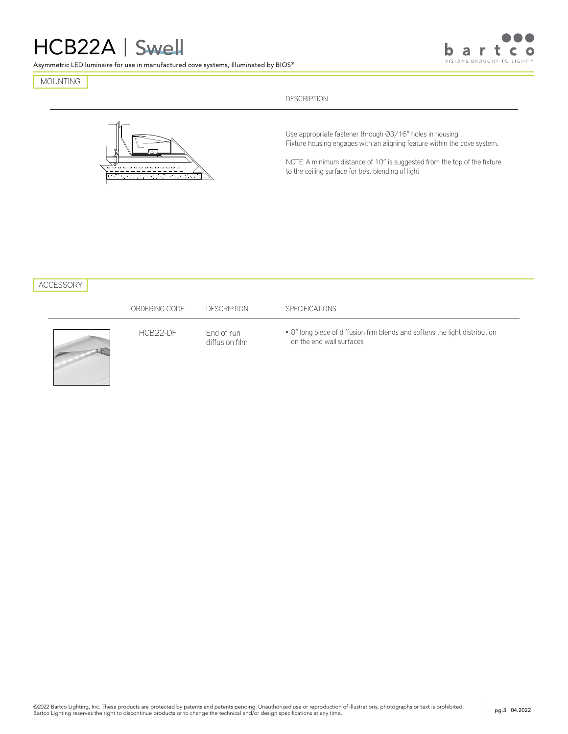# HCB22A | Swell

Asymmetric LED luminaire for use in manufactured cove systems, Illuminated by BIOS®

## MOUNTING

DESCRIPTION

Use appropriate fastener through Ø3/16" holes in housing
Fixture housing engages with an aligning feature within the cove system.

NOTE: A minimum distance of 10" is suggested from the top of the fixture to the ceiling surface for best blending of light

## ACCESSORY

| ORDERING CODE | DESCRIPTION | SPECIFICATIONS |
|---|---|---|
| HCB22-DF | End of run diffusion film | • 8" long piece of diffusion film blends and softens the light distribution on the end wall surfaces |

©2022 Bartco Lighting, Inc. These products are protected by patents and patents pending. Unauthorized use or reproduction of illustrations, photographs or text is prohibited.
Bartco Lighting reserves the right to discontinue products or to change the technical and/or design specifications at any time.